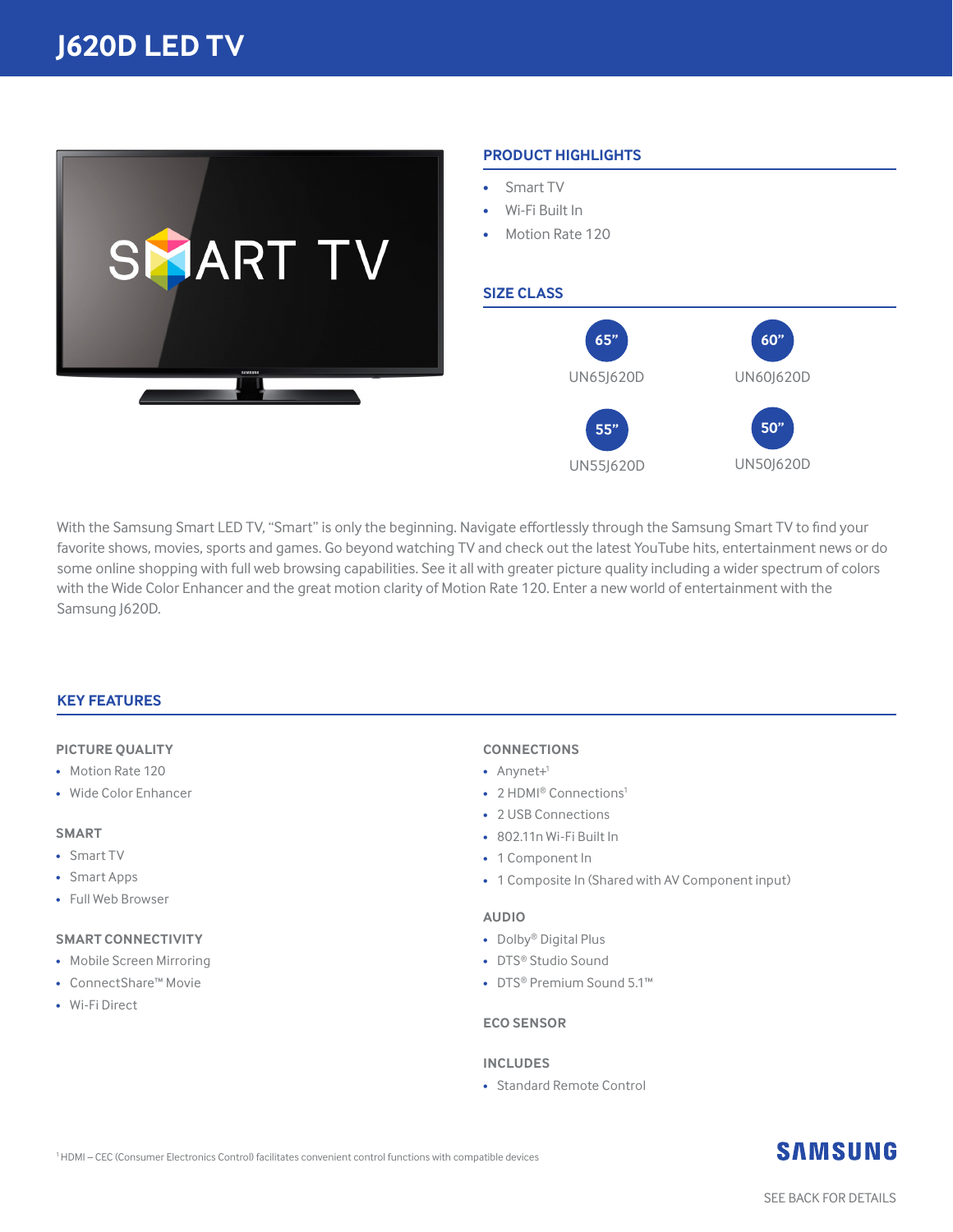# J620D LED TV

## PRODUCT HIGHLIGHTS

- Smart TV
- Wi-Fi Built In
- Motion Rate 120

## SIZE CLASS

| Size | Model |
| --- | --- |
| 65" | UN65J620D |
| 60" | UN60J620D |
| 55" | UN55J620D |
| 50" | UN50J620D |

With the Samsung Smart LED TV, "Smart" is only the beginning. Navigate effortlessly through the Samsung Smart TV to find your favorite shows, movies, sports and games. Go beyond watching TV and check out the latest YouTube hits, entertainment news or do some online shopping with full web browsing capabilities. See it all with greater picture quality including a wider spectrum of colors with the Wide Color Enhancer and the great motion clarity of Motion Rate 120. Enter a new world of entertainment with the Samsung J620D.

## KEY FEATURES

### PICTURE QUALITY

- Motion Rate 120
- Wide Color Enhancer

### SMART

- Smart TV
- Smart Apps
- Full Web Browser

### SMART CONNECTIVITY

- Mobile Screen Mirroring
- ConnectShare™ Movie
- Wi-Fi Direct

### CONNECTIONS

- Anynet+[1]
- 2 HDMI® Connections[1]
- 2 USB Connections
- 802.11n Wi-Fi Built In
- 1 Component In
- 1 Composite In (Shared with AV Component input)

### AUDIO

- Dolby® Digital Plus
- DTS® Studio Sound
- DTS® Premium Sound 5.1™

### ECO SENSOR

### INCLUDES

- Standard Remote Control

[1] HDMI – CEC (Consumer Electronics Control) facilitates convenient control functions with compatible devices

SAMSUNG

SEE BACK FOR DETAILS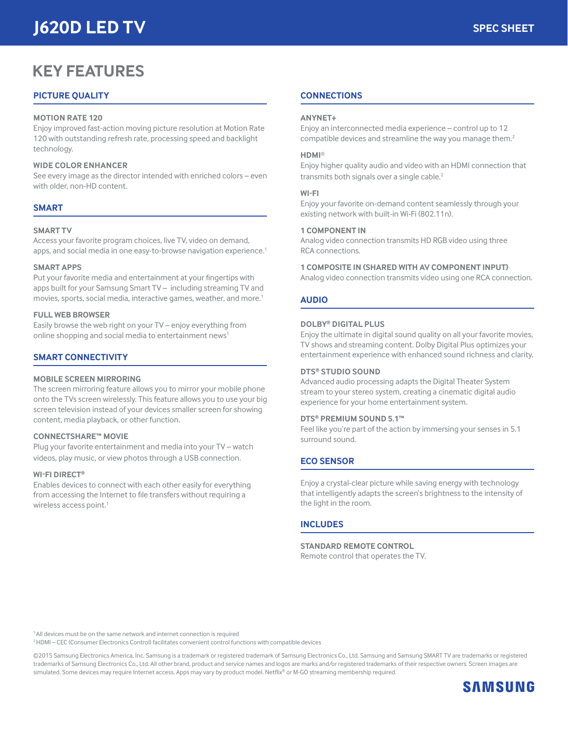# J620D LED TV

SPEC SHEET

## KEY FEATURES

### PICTURE QUALITY

**MOTION RATE 120**
Enjoy improved fast-action moving picture resolution at Motion Rate 120 with outstanding refresh rate, processing speed and backlight technology.

**WIDE COLOR ENHANCER**
See every image as the director intended with enriched colors – even with older, non-HD content.

### SMART

**SMART TV**
Access your favorite program choices, live TV, video on demand, apps, and social media in one easy-to-browse navigation experience.[1]

**SMART APPS**
Put your favorite media and entertainment at your fingertips with apps built for your Samsung Smart TV – including streaming TV and movies, sports, social media, interactive games, weather, and more.[1]

**FULL WEB BROWSER**
Easily browse the web right on your TV – enjoy everything from online shopping and social media to entertainment news[1]

### SMART CONNECTIVITY

**MOBILE SCREEN MIRRORING**
The screen mirroring feature allows you to mirror your mobile phone onto the TVs screen wirelessly. This feature allows you to use your big screen television instead of your devices smaller screen for showing content, media playback, or other function.

**CONNECTSHARE™ MOVIE**
Plug your favorite entertainment and media into your TV – watch videos, play music, or view photos through a USB connection.

**WI-FI DIRECT®**
Enables devices to connect with each other easily for everything from accessing the Internet to file transfers without requiring a wireless access point.[1]

### CONNECTIONS

**ANYNET+**
Enjoy an interconnected media experience – control up to 12 compatible devices and streamline the way you manage them.[2]

**HDMI®**
Enjoy higher quality audio and video with an HDMI connection that transmits both signals over a single cable.[2]

**WI-FI**
Enjoy your favorite on-demand content seamlessly through your existing network with built-in Wi-Fi (802.11n).

**1 COMPONENT IN**
Analog video connection transmits HD RGB video using three RCA connections.

**1 COMPOSITE IN (SHARED WITH AV COMPONENT INPUT)**
Analog video connection transmits video using one RCA connection.

### AUDIO

**DOLBY® DIGITAL PLUS**
Enjoy the ultimate in digital sound quality on all your favorite movies, TV shows and streaming content. Dolby Digital Plus optimizes your entertainment experience with enhanced sound richness and clarity.

**DTS® STUDIO SOUND**
Advanced audio processing adapts the Digital Theater System stream to your stereo system, creating a cinematic digital audio experience for your home entertainment system.

**DTS® PREMIUM SOUND 5.1™**
Feel like you're part of the action by immersing your senses in 5.1 surround sound.

### ECO SENSOR

Enjoy a crystal-clear picture while saving energy with technology that intelligently adapts the screen's brightness to the intensity of the light in the room.

### INCLUDES

**STANDARD REMOTE CONTROL**
Remote control that operates the TV.

[1] All devices must be on the same network and internet connection is required
[2] HDMI – CEC (Consumer Electronics Control) facilitates convenient control functions with compatible devices

©2015 Samsung Electronics America, Inc. Samsung is a trademark or registered trademark of Samsung Electronics Co., Ltd. Samsung and Samsung SMART TV are trademarks or registered trademarks of Samsung Electronics Co., Ltd. All other brand, product and service names and logos are marks and/or registered trademarks of their respective owners. Screen images are simulated. Some devices may require Internet access. Apps may vary by product model. Netflix® or M-GO streaming membership required.

SAMSUNG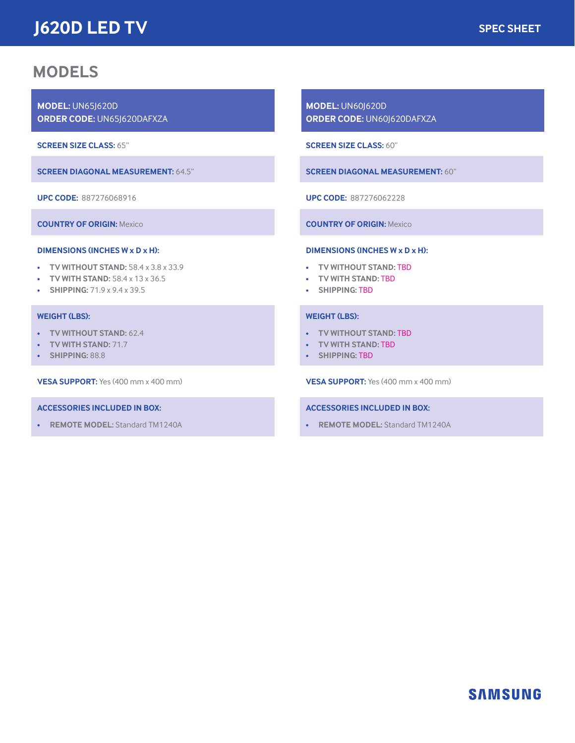# J620D LED TV

SPEC SHEET

## MODELS

**MODEL:** UN65J620D
**ORDER CODE:** UN65J620DAFXZA

**SCREEN SIZE CLASS:** 65"

**SCREEN DIAGONAL MEASUREMENT:** 64.5"

**UPC CODE:** 887276068916

**COUNTRY OF ORIGIN:** Mexico

**DIMENSIONS (INCHES W x D x H):**

- **TV WITHOUT STAND:** 58.4 x 3.8 x 33.9
- **TV WITH STAND:** 58.4 x 13 x 36.5
- **SHIPPING:** 71.9 x 9.4 x 39.5

**WEIGHT (LBS):**

- **TV WITHOUT STAND:** 62.4
- **TV WITH STAND:** 71.7
- **SHIPPING:** 88.8

**VESA SUPPORT:** Yes (400 mm x 400 mm)

**ACCESSORIES INCLUDED IN BOX:**

- **REMOTE MODEL:** Standard TM1240A

**MODEL:** UN60J620D
**ORDER CODE:** UN60J620DAFXZA

**SCREEN SIZE CLASS:** 60"

**SCREEN DIAGONAL MEASUREMENT:** 60"

**UPC CODE:** 887276062228

**COUNTRY OF ORIGIN:** Mexico

**DIMENSIONS (INCHES W x D x H):**

- **TV WITHOUT STAND:** TBD
- **TV WITH STAND:** TBD
- **SHIPPING:** TBD

**WEIGHT (LBS):**

- **TV WITHOUT STAND:** TBD
- **TV WITH STAND:** TBD
- **SHIPPING:** TBD

**VESA SUPPORT:** Yes (400 mm x 400 mm)

**ACCESSORIES INCLUDED IN BOX:**

- **REMOTE MODEL:** Standard TM1240A

SAMSUNG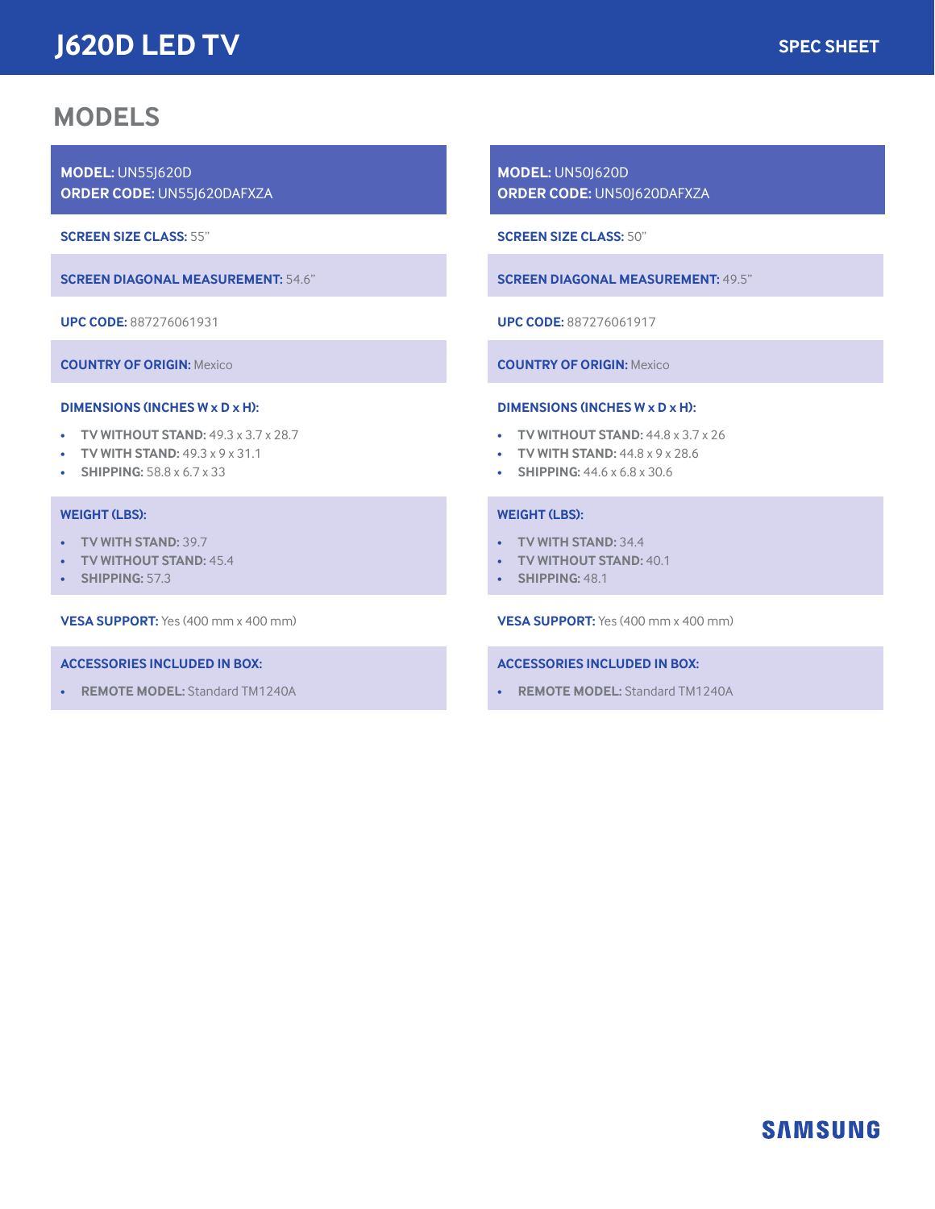# J620D LED TV

SPEC SHEET

## MODELS

**MODEL:** UN55J620D
**ORDER CODE:** UN55J620DAFXZA

**SCREEN SIZE CLASS:** 55"

**SCREEN DIAGONAL MEASUREMENT:** 54.6"

**UPC CODE:** 887276061931

**COUNTRY OF ORIGIN:** Mexico

**DIMENSIONS (INCHES W x D x H):**

- **TV WITHOUT STAND:** 49.3 x 3.7 x 28.7
- **TV WITH STAND:** 49.3 x 9 x 31.1
- **SHIPPING:** 58.8 x 6.7 x 33

**WEIGHT (LBS):**

- **TV WITH STAND:** 39.7
- **TV WITHOUT STAND:** 45.4
- **SHIPPING:** 57.3

**VESA SUPPORT:** Yes (400 mm x 400 mm)

**ACCESSORIES INCLUDED IN BOX:**

- **REMOTE MODEL:** Standard TM1240A

**MODEL:** UN50J620D
**ORDER CODE:** UN50J620DAFXZA

**SCREEN SIZE CLASS:** 50"

**SCREEN DIAGONAL MEASUREMENT:** 49.5"

**UPC CODE:** 887276061917

**COUNTRY OF ORIGIN:** Mexico

**DIMENSIONS (INCHES W x D x H):**

- **TV WITHOUT STAND:** 44.8 x 3.7 x 26
- **TV WITH STAND:** 44.8 x 9 x 28.6
- **SHIPPING:** 44.6 x 6.8 x 30.6

**WEIGHT (LBS):**

- **TV WITH STAND:** 34.4
- **TV WITHOUT STAND:** 40.1
- **SHIPPING:** 48.1

**VESA SUPPORT:** Yes (400 mm x 400 mm)

**ACCESSORIES INCLUDED IN BOX:**

- **REMOTE MODEL:** Standard TM1240A

SAMSUNG